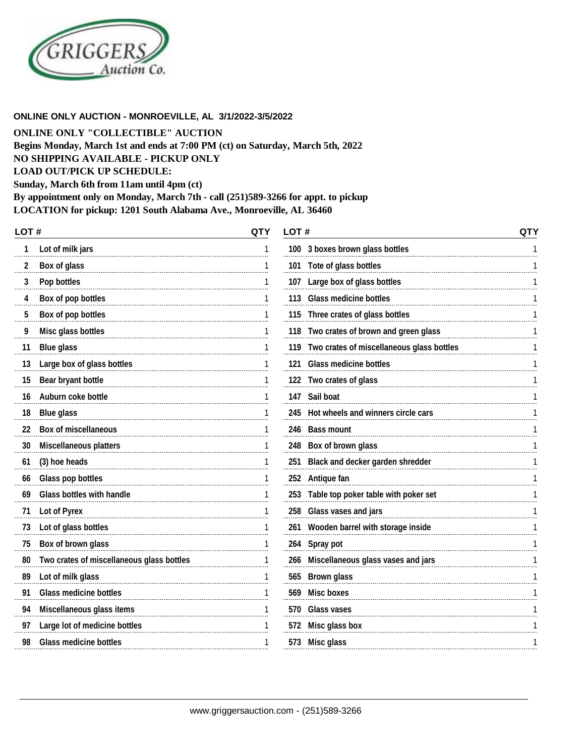GRIGGERS Auction Co.

**ONLINE ONLY AUCTION - MONROEVILLE, AL 3/1/2022-3/5/2022**

**ONLINE ONLY "COLLECTIBLE" AUCTION**
**Begins Monday, March 1st and ends at 7:00 PM (ct) on Saturday, March 5th, 2022**
**NO SHIPPING AVAILABLE - PICKUP ONLY**
**LOAD OUT/PICK UP SCHEDULE:**
**Sunday, March 6th from 11am until 4pm (ct)**
**By appointment only on Monday, March 7th - call (251)589-3266 for appt. to pickup**
**LOCATION for pickup: 1201 South Alabama Ave., Monroeville, AL 36460**

| LOT # | | QTY |
|---|---|---|
| 1 | Lot of milk jars | 1 |
| 2 | Box of glass | 1 |
| 3 | Pop bottles | 1 |
| 4 | Box of pop bottles | 1 |
| 5 | Box of pop bottles | 1 |
| 9 | Misc glass bottles | 1 |
| 11 | Blue glass | 1 |
| 13 | Large box of glass bottles | 1 |
| 15 | Bear bryant bottle | 1 |
| 16 | Auburn coke bottle | 1 |
| 18 | Blue glass | 1 |
| 22 | Box of miscellaneous | 1 |
| 30 | Miscellaneous platters | 1 |
| 61 | (3) hoe heads | 1 |
| 66 | Glass pop bottles | 1 |
| 69 | Glass bottles with handle | 1 |
| 71 | Lot of Pyrex | 1 |
| 73 | Lot of glass bottles | 1 |
| 75 | Box of brown glass | 1 |
| 80 | Two crates of miscellaneous glass bottles | 1 |
| 89 | Lot of milk glass | 1 |
| 91 | Glass medicine bottles | 1 |
| 94 | Miscellaneous glass items | 1 |
| 97 | Large lot of medicine bottles | 1 |
| 98 | Glass medicine bottles | 1 |
| 100 | 3 boxes brown glass bottles | 1 |
| 101 | Tote of glass bottles | 1 |
| 107 | Large box of glass bottles | 1 |
| 113 | Glass medicine bottles | 1 |
| 115 | Three crates of glass bottles | 1 |
| 118 | Two crates of brown and green glass | 1 |
| 119 | Two crates of miscellaneous glass bottles | 1 |
| 121 | Glass medicine bottles | 1 |
| 122 | Two crates of glass | 1 |
| 147 | Sail boat | 1 |
| 245 | Hot wheels and winners circle cars | 1 |
| 246 | Bass mount | 1 |
| 248 | Box of brown glass | 1 |
| 251 | Black and decker garden shredder | 1 |
| 252 | Antique fan | 1 |
| 253 | Table top poker table with poker set | 1 |
| 258 | Glass vases and jars | 1 |
| 261 | Wooden barrel with storage inside | 1 |
| 264 | Spray pot | 1 |
| 266 | Miscellaneous glass vases and jars | 1 |
| 565 | Brown glass | 1 |
| 569 | Misc boxes | 1 |
| 570 | Glass vases | 1 |
| 572 | Misc glass box | 1 |
| 573 | Misc glass | 1 |

www.griggersauction.com - (251)589-3266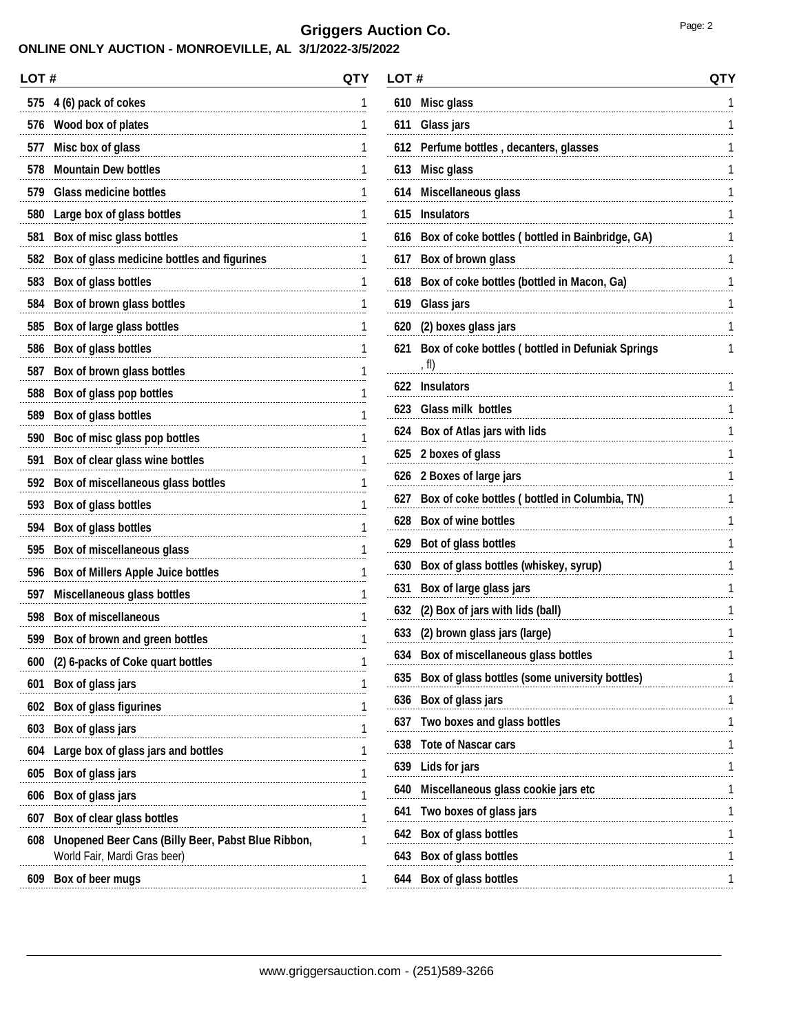# Griggers Auction Co.

## ONLINE ONLY AUCTION - MONROEVILLE, AL 3/1/2022-3/5/2022

| LOT # | | QTY |
|---|---|---|
| 575 | 4 (6) pack of cokes | 1 |
| 576 | Wood box of plates | 1 |
| 577 | Misc box of glass | 1 |
| 578 | Mountain Dew bottles | 1 |
| 579 | Glass medicine bottles | 1 |
| 580 | Large box of glass bottles | 1 |
| 581 | Box of misc glass bottles | 1 |
| 582 | Box of glass medicine bottles and figurines | 1 |
| 583 | Box of glass bottles | 1 |
| 584 | Box of brown glass bottles | 1 |
| 585 | Box of large glass bottles | 1 |
| 586 | Box of glass bottles | 1 |
| 587 | Box of brown glass bottles | 1 |
| 588 | Box of glass pop bottles | 1 |
| 589 | Box of glass bottles | 1 |
| 590 | Boc of misc glass pop bottles | 1 |
| 591 | Box of clear glass wine bottles | 1 |
| 592 | Box of miscellaneous glass bottles | 1 |
| 593 | Box of glass bottles | 1 |
| 594 | Box of glass bottles | 1 |
| 595 | Box of miscellaneous glass | 1 |
| 596 | Box of Millers Apple Juice bottles | 1 |
| 597 | Miscellaneous glass bottles | 1 |
| 598 | Box of miscellaneous | 1 |
| 599 | Box of brown and green bottles | 1 |
| 600 | (2) 6-packs of Coke quart bottles | 1 |
| 601 | Box of glass jars | 1 |
| 602 | Box of glass figurines | 1 |
| 603 | Box of glass jars | 1 |
| 604 | Large box of glass jars and bottles | 1 |
| 605 | Box of glass jars | 1 |
| 606 | Box of glass jars | 1 |
| 607 | Box of clear glass bottles | 1 |
| 608 | Unopened Beer Cans (Billy Beer, Pabst Blue Ribbon, World Fair, Mardi Gras beer) | 1 |
| 609 | Box of beer mugs | 1 |
| 610 | Misc glass | 1 |
| 611 | Glass jars | 1 |
| 612 | Perfume bottles , decanters, glasses | 1 |
| 613 | Misc glass | 1 |
| 614 | Miscellaneous glass | 1 |
| 615 | Insulators | 1 |
| 616 | Box of coke bottles ( bottled in Bainbridge, GA) | 1 |
| 617 | Box of brown glass | 1 |
| 618 | Box of coke bottles (bottled in Macon, Ga) | 1 |
| 619 | Glass jars | 1 |
| 620 | (2) boxes glass jars | 1 |
| 621 | Box of coke bottles ( bottled in Defuniak Springs , fl) | 1 |
| 622 | Insulators | 1 |
| 623 | Glass milk bottles | 1 |
| 624 | Box of Atlas jars with lids | 1 |
| 625 | 2 boxes of glass | 1 |
| 626 | 2 Boxes of large jars | 1 |
| 627 | Box of coke bottles ( bottled in Columbia, TN) | 1 |
| 628 | Box of wine bottles | 1 |
| 629 | Bot of glass bottles | 1 |
| 630 | Box of glass bottles (whiskey, syrup) | 1 |
| 631 | Box of large glass jars | 1 |
| 632 | (2) Box of jars with lids (ball) | 1 |
| 633 | (2) brown glass jars (large) | 1 |
| 634 | Box of miscellaneous glass bottles | 1 |
| 635 | Box of glass bottles (some university bottles) | 1 |
| 636 | Box of glass jars | 1 |
| 637 | Two boxes and glass bottles | 1 |
| 638 | Tote of Nascar cars | 1 |
| 639 | Lids for jars | 1 |
| 640 | Miscellaneous glass cookie jars etc | 1 |
| 641 | Two boxes of glass jars | 1 |
| 642 | Box of glass bottles | 1 |
| 643 | Box of glass bottles | 1 |
| 644 | Box of glass bottles | 1 |

www.griggersauction.com - (251)589-3266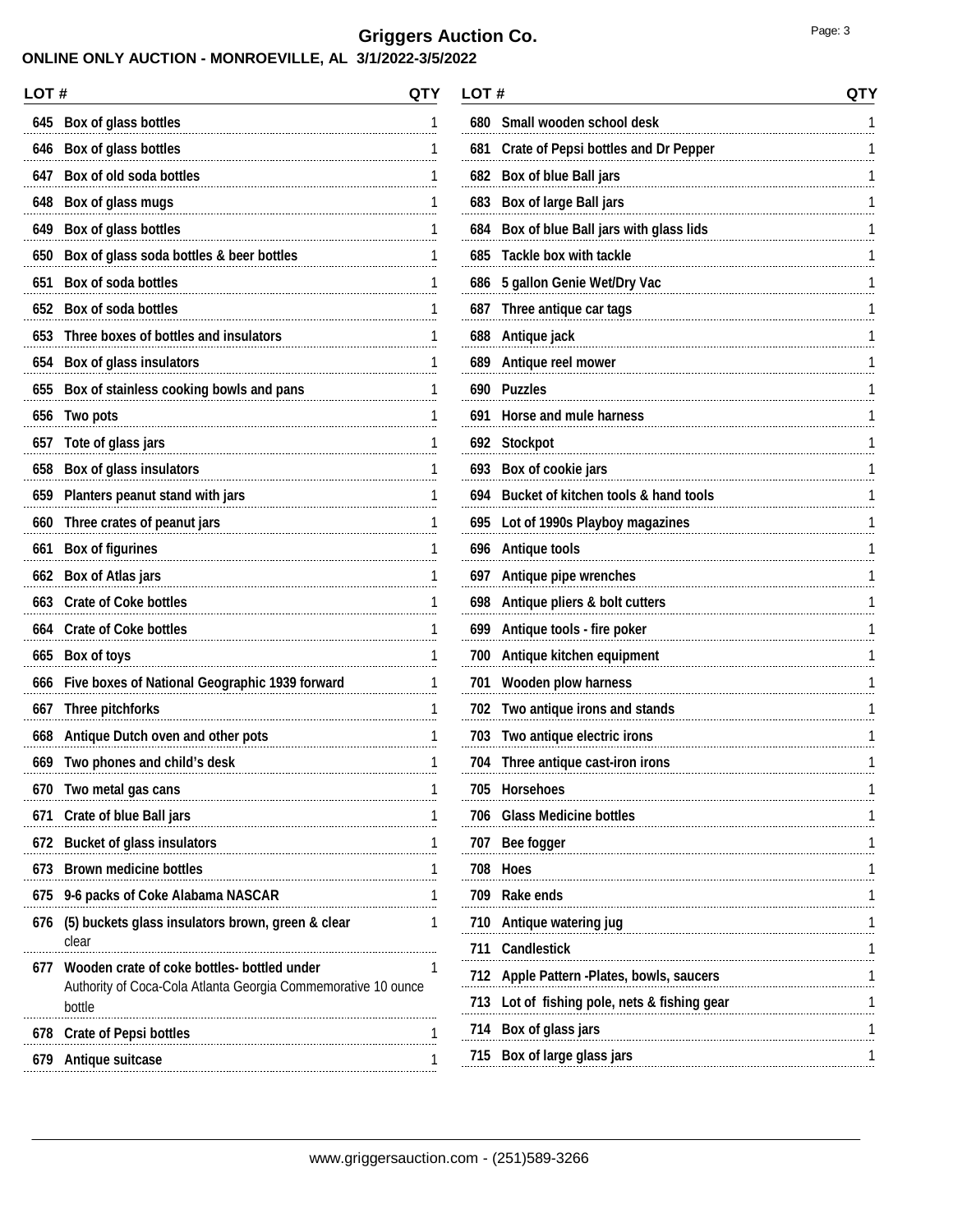# Griggers Auction Co.

**ONLINE ONLY AUCTION - MONROEVILLE, AL 3/1/2022-3/5/2022**

| LOT # | | QTY |
|---|---|---|
| 645 | Box of glass bottles | 1 |
| 646 | Box of glass bottles | 1 |
| 647 | Box of old soda bottles | 1 |
| 648 | Box of glass mugs | 1 |
| 649 | Box of glass bottles | 1 |
| 650 | Box of glass soda bottles & beer bottles | 1 |
| 651 | Box of soda bottles | 1 |
| 652 | Box of soda bottles | 1 |
| 653 | Three boxes of bottles and insulators | 1 |
| 654 | Box of glass insulators | 1 |
| 655 | Box of stainless cooking bowls and pans | 1 |
| 656 | Two pots | 1 |
| 657 | Tote of glass jars | 1 |
| 658 | Box of glass insulators | 1 |
| 659 | Planters peanut stand with jars | 1 |
| 660 | Three crates of peanut jars | 1 |
| 661 | Box of figurines | 1 |
| 662 | Box of Atlas jars | 1 |
| 663 | Crate of Coke bottles | 1 |
| 664 | Crate of Coke bottles | 1 |
| 665 | Box of toys | 1 |
| 666 | Five boxes of National Geographic 1939 forward | 1 |
| 667 | Three pitchforks | 1 |
| 668 | Antique Dutch oven and other pots | 1 |
| 669 | Two phones and child's desk | 1 |
| 670 | Two metal gas cans | 1 |
| 671 | Crate of blue Ball jars | 1 |
| 672 | Bucket of glass insulators | 1 |
| 673 | Brown medicine bottles | 1 |
| 675 | 9-6 packs of Coke Alabama NASCAR | 1 |
| 676 | (5) buckets glass insulators brown, green & clear clear | 1 |
| 677 | Wooden crate of coke bottles- bottled under Authority of Coca-Cola Atlanta Georgia Commemorative 10 ounce bottle | 1 |
| 678 | Crate of Pepsi bottles | 1 |
| 679 | Antique suitcase | 1 |
| 680 | Small wooden school desk | 1 |
| 681 | Crate of Pepsi bottles and Dr Pepper | 1 |
| 682 | Box of blue Ball jars | 1 |
| 683 | Box of large Ball jars | 1 |
| 684 | Box of blue Ball jars with glass lids | 1 |
| 685 | Tackle box with tackle | 1 |
| 686 | 5 gallon Genie Wet/Dry Vac | 1 |
| 687 | Three antique car tags | 1 |
| 688 | Antique jack | 1 |
| 689 | Antique reel mower | 1 |
| 690 | Puzzles | 1 |
| 691 | Horse and mule harness | 1 |
| 692 | Stockpot | 1 |
| 693 | Box of cookie jars | 1 |
| 694 | Bucket of kitchen tools & hand tools | 1 |
| 695 | Lot of 1990s Playboy magazines | 1 |
| 696 | Antique tools | 1 |
| 697 | Antique pipe wrenches | 1 |
| 698 | Antique pliers & bolt cutters | 1 |
| 699 | Antique tools - fire poker | 1 |
| 700 | Antique kitchen equipment | 1 |
| 701 | Wooden plow harness | 1 |
| 702 | Two antique irons and stands | 1 |
| 703 | Two antique electric irons | 1 |
| 704 | Three antique cast-iron irons | 1 |
| 705 | Horsehoes | 1 |
| 706 | Glass Medicine bottles | 1 |
| 707 | Bee fogger | 1 |
| 708 | Hoes | 1 |
| 709 | Rake ends | 1 |
| 710 | Antique watering jug | 1 |
| 711 | Candlestick | 1 |
| 712 | Apple Pattern -Plates, bowls, saucers | 1 |
| 713 | Lot of fishing pole, nets & fishing gear | 1 |
| 714 | Box of glass jars | 1 |
| 715 | Box of large glass jars | 1 |

www.griggersauction.com - (251)589-3266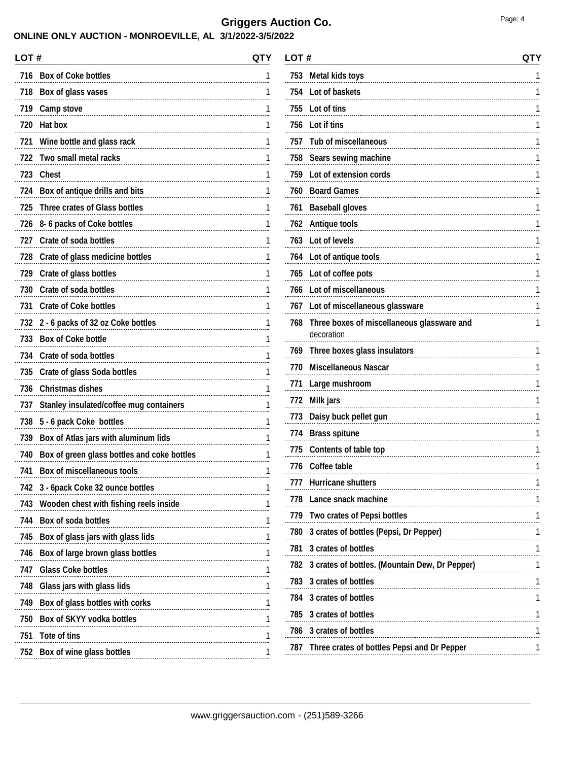# Griggers Auction Co.

## ONLINE ONLY AUCTION - MONROEVILLE, AL 3/1/2022-3/5/2022

| LOT # | | QTY |
|---|---|---|
| 716 | Box of Coke bottles | 1 |
| 718 | Box of glass vases | 1 |
| 719 | Camp stove | 1 |
| 720 | Hat box | 1 |
| 721 | Wine bottle and glass rack | 1 |
| 722 | Two small metal racks | 1 |
| 723 | Chest | 1 |
| 724 | Box of antique drills and bits | 1 |
| 725 | Three crates of Glass bottles | 1 |
| 726 | 8- 6 packs of Coke bottles | 1 |
| 727 | Crate of soda bottles | 1 |
| 728 | Crate of glass medicine bottles | 1 |
| 729 | Crate of glass bottles | 1 |
| 730 | Crate of soda bottles | 1 |
| 731 | Crate of Coke bottles | 1 |
| 732 | 2 - 6 packs of 32 oz Coke bottles | 1 |
| 733 | Box of Coke bottle | 1 |
| 734 | Crate of soda bottles | 1 |
| 735 | Crate of glass Soda bottles | 1 |
| 736 | Christmas dishes | 1 |
| 737 | Stanley insulated/coffee mug containers | 1 |
| 738 | 5 - 6 pack Coke bottles | 1 |
| 739 | Box of Atlas jars with aluminum lids | 1 |
| 740 | Box of green glass bottles and coke bottles | 1 |
| 741 | Box of miscellaneous tools | 1 |
| 742 | 3 - 6pack Coke 32 ounce bottles | 1 |
| 743 | Wooden chest with fishing reels inside | 1 |
| 744 | Box of soda bottles | 1 |
| 745 | Box of glass jars with glass lids | 1 |
| 746 | Box of large brown glass bottles | 1 |
| 747 | Glass Coke bottles | 1 |
| 748 | Glass jars with glass lids | 1 |
| 749 | Box of glass bottles with corks | 1 |
| 750 | Box of SKYY vodka bottles | 1 |
| 751 | Tote of tins | 1 |
| 752 | Box of wine glass bottles | 1 |
| 753 | Metal kids toys | 1 |
| 754 | Lot of baskets | 1 |
| 755 | Lot of tins | 1 |
| 756 | Lot if tins | 1 |
| 757 | Tub of miscellaneous | 1 |
| 758 | Sears sewing machine | 1 |
| 759 | Lot of extension cords | 1 |
| 760 | Board Games | 1 |
| 761 | Baseball gloves | 1 |
| 762 | Antique tools | 1 |
| 763 | Lot of levels | 1 |
| 764 | Lot of antique tools | 1 |
| 765 | Lot of coffee pots | 1 |
| 766 | Lot of miscellaneous | 1 |
| 767 | Lot of miscellaneous glassware | 1 |
| 768 | Three boxes of miscellaneous glassware and decoration | 1 |
| 769 | Three boxes glass insulators | 1 |
| 770 | Miscellaneous Nascar | 1 |
| 771 | Large mushroom | 1 |
| 772 | Milk jars | 1 |
| 773 | Daisy buck pellet gun | 1 |
| 774 | Brass spitune | 1 |
| 775 | Contents of table top | 1 |
| 776 | Coffee table | 1 |
| 777 | Hurricane shutters | 1 |
| 778 | Lance snack machine | 1 |
| 779 | Two crates of Pepsi bottles | 1 |
| 780 | 3 crates of bottles (Pepsi, Dr Pepper) | 1 |
| 781 | 3 crates of bottles | 1 |
| 782 | 3 crates of bottles. (Mountain Dew, Dr Pepper) | 1 |
| 783 | 3 crates of bottles | 1 |
| 784 | 3 crates of bottles | 1 |
| 785 | 3 crates of bottles | 1 |
| 786 | 3 crates of bottles | 1 |
| 787 | Three crates of bottles Pepsi and Dr Pepper | 1 |

www.griggersauction.com - (251)589-3266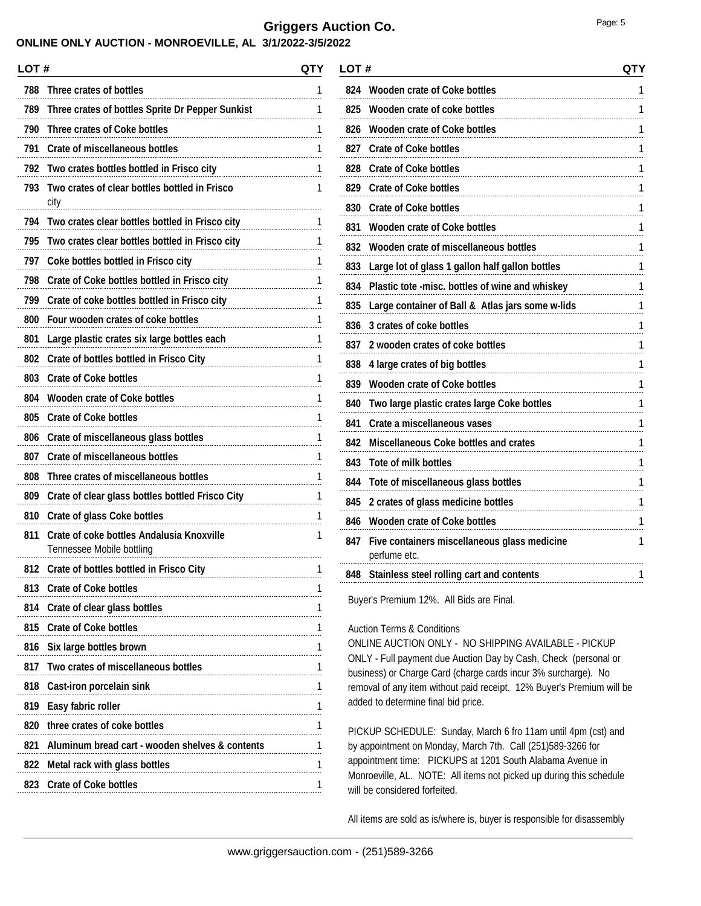# Griggers Auction Co.

## ONLINE ONLY AUCTION - MONROEVILLE, AL 3/1/2022-3/5/2022

| LOT # | | QTY |
|---|---|---|
| 788 | Three crates of bottles | 1 |
| 789 | Three crates of bottles Sprite Dr Pepper Sunkist | 1 |
| 790 | Three crates of Coke bottles | 1 |
| 791 | Crate of miscellaneous bottles | 1 |
| 792 | Two crates bottles bottled in Frisco city | 1 |
| 793 | Two crates of clear bottles bottled in Frisco city | 1 |
| 794 | Two crates clear bottles bottled in Frisco city | 1 |
| 795 | Two crates clear bottles bottled in Frisco city | 1 |
| 797 | Coke bottles bottled in Frisco city | 1 |
| 798 | Crate of Coke bottles bottled in Frisco city | 1 |
| 799 | Crate of coke bottles bottled in Frisco city | 1 |
| 800 | Four wooden crates of coke bottles | 1 |
| 801 | Large plastic crates six large bottles each | 1 |
| 802 | Crate of bottles bottled in Frisco City | 1 |
| 803 | Crate of Coke bottles | 1 |
| 804 | Wooden crate of Coke bottles | 1 |
| 805 | Crate of Coke bottles | 1 |
| 806 | Crate of miscellaneous glass bottles | 1 |
| 807 | Crate of miscellaneous bottles | 1 |
| 808 | Three crates of miscellaneous bottles | 1 |
| 809 | Crate of clear glass bottles bottled Frisco City | 1 |
| 810 | Crate of glass Coke bottles | 1 |
| 811 | Crate of coke bottles Andalusia Knoxville Tennessee Mobile bottling | 1 |
| 812 | Crate of bottles bottled in Frisco City | 1 |
| 813 | Crate of Coke bottles | 1 |
| 814 | Crate of clear glass bottles | 1 |
| 815 | Crate of Coke bottles | 1 |
| 816 | Six large bottles brown | 1 |
| 817 | Two crates of miscellaneous bottles | 1 |
| 818 | Cast-iron porcelain sink | 1 |
| 819 | Easy fabric roller | 1 |
| 820 | three crates of coke bottles | 1 |
| 821 | Aluminum bread cart - wooden shelves & contents | 1 |
| 822 | Metal rack with glass bottles | 1 |
| 823 | Crate of Coke bottles | 1 |
| 824 | Wooden crate of Coke bottles | 1 |
| 825 | Wooden crate of coke bottles | 1 |
| 826 | Wooden crate of Coke bottles | 1 |
| 827 | Crate of Coke bottles | 1 |
| 828 | Crate of Coke bottles | 1 |
| 829 | Crate of Coke bottles | 1 |
| 830 | Crate of Coke bottles | 1 |
| 831 | Wooden crate of Coke bottles | 1 |
| 832 | Wooden crate of miscellaneous bottles | 1 |
| 833 | Large lot of glass 1 gallon half gallon bottles | 1 |
| 834 | Plastic tote -misc. bottles of wine and whiskey | 1 |
| 835 | Large container of Ball & Atlas jars some w-lids | 1 |
| 836 | 3 crates of coke bottles | 1 |
| 837 | 2 wooden crates of coke bottles | 1 |
| 838 | 4 large crates of big bottles | 1 |
| 839 | Wooden crate of Coke bottles | 1 |
| 840 | Two large plastic crates large Coke bottles | 1 |
| 841 | Crate a miscellaneous vases | 1 |
| 842 | Miscellaneous Coke bottles and crates | 1 |
| 843 | Tote of milk bottles | 1 |
| 844 | Tote of miscellaneous glass bottles | 1 |
| 845 | 2 crates of glass medicine bottles | 1 |
| 846 | Wooden crate of Coke bottles | 1 |
| 847 | Five containers miscellaneous glass medicine perfume etc. | 1 |
| 848 | Stainless steel rolling cart and contents | 1 |

Buyer's Premium 12%. All Bids are Final.

Auction Terms & Conditions

ONLINE AUCTION ONLY - NO SHIPPING AVAILABLE - PICKUP ONLY - Full payment due Auction Day by Cash, Check (personal or business) or Charge Card (charge cards incur 3% surcharge). No removal of any item without paid receipt. 12% Buyer's Premium will be added to determine final bid price.

PICKUP SCHEDULE: Sunday, March 6 fro 11am until 4pm (cst) and by appointment on Monday, March 7th. Call (251)589-3266 for appointment time: PICKUPS at 1201 South Alabama Avenue in Monroeville, AL. NOTE: All items not picked up during this schedule will be considered forfeited.

All items are sold as is/where is, buyer is responsible for disassembly

www.griggersauction.com - (251)589-3266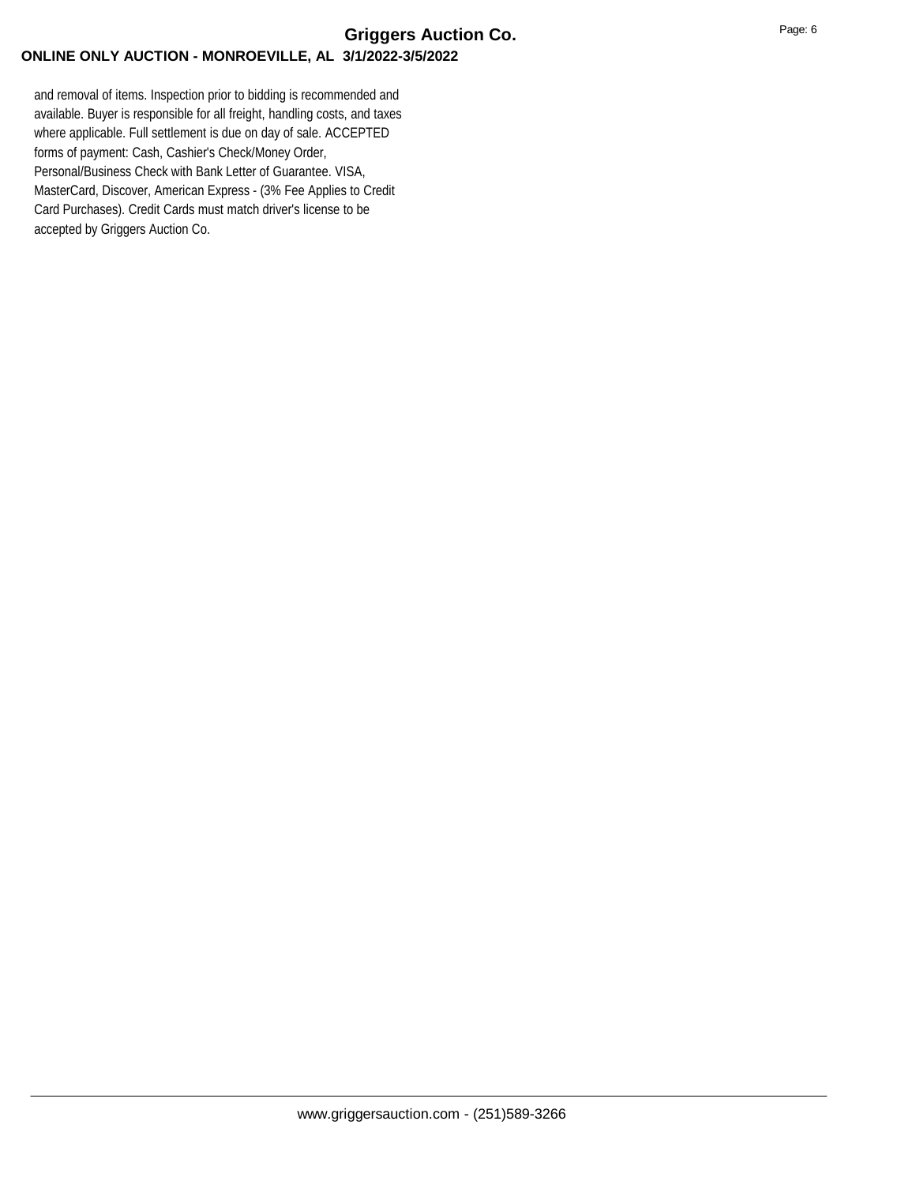and removal of items. Inspection prior to bidding is recommended and available. Buyer is responsible for all freight, handling costs, and taxes where applicable. Full settlement is due on day of sale. ACCEPTED forms of payment: Cash, Cashier's Check/Money Order, Personal/Business Check with Bank Letter of Guarantee. VISA, MasterCard, Discover, American Express - (3% Fee Applies to Credit Card Purchases). Credit Cards must match driver's license to be accepted by Griggers Auction Co.